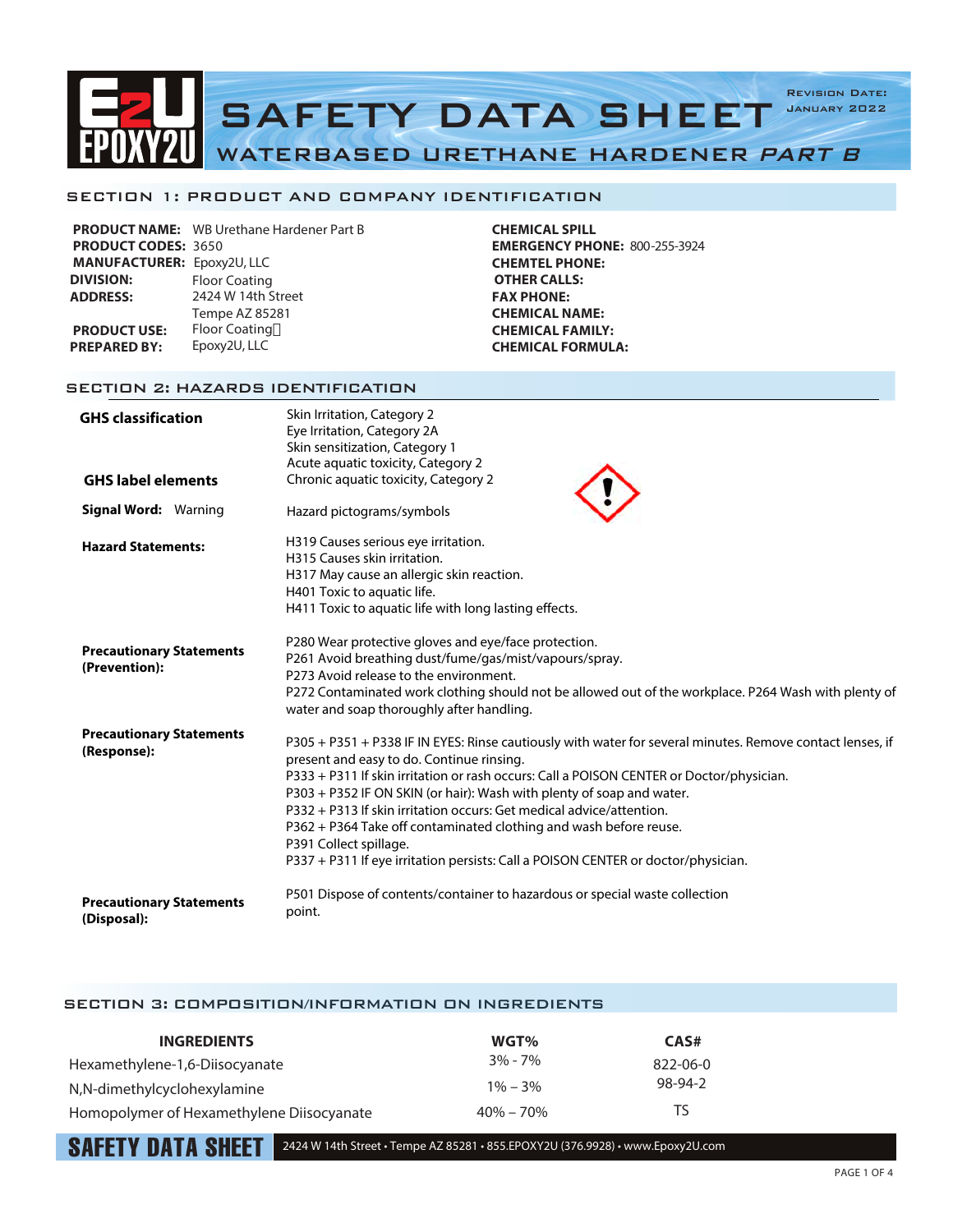# SAFETY DATA SHEET

## WATERBASED URETHANE HARDENER *PART B*

Revision Date: January 2022

## SECTION 1: PRODUCT AND COMPANY IDENTIFICATION

**PRODUCT NAME:** WB Urethane Hardener Part B
**PRODUCT CODES:** 3650
**MANUFACTURER:** Epoxy2U, LLC
**DIVISION:** Floor Coating
**ADDRESS:** 2424 W 14th Street
Tempe AZ 85281
**PRODUCT USE:** Floor Coating
**PREPARED BY:** Epoxy2U, LLC

**CHEMICAL SPILL**
**EMERGENCY PHONE:** 800-255-3924
**CHEMTEL PHONE:**
**OTHER CALLS:**
**FAX PHONE:**
**CHEMICAL NAME:**
**CHEMICAL FAMILY:**
**CHEMICAL FORMULA:**

## SECTION 2: HAZARDS IDENTIFICATION

**GHS classification**
Skin Irritation, Category 2
Eye Irritation, Category 2A
Skin sensitization, Category 1
Acute aquatic toxicity, Category 2
Chronic aquatic toxicity, Category 2

**GHS label elements**

**Signal Word:** Warning

Hazard pictograms/symbols

**Hazard Statements:**
H319 Causes serious eye irritation.
H315 Causes skin irritation.
H317 May cause an allergic skin reaction.
H401 Toxic to aquatic life.
H411 Toxic to aquatic life with long lasting effects.

**Precautionary Statements (Prevention):**
P280 Wear protective gloves and eye/face protection.
P261 Avoid breathing dust/fume/gas/mist/vapours/spray.
P273 Avoid release to the environment.
P272 Contaminated work clothing should not be allowed out of the workplace. P264 Wash with plenty of water and soap thoroughly after handling.

**Precautionary Statements (Response):**
P305 + P351 + P338 IF IN EYES: Rinse cautiously with water for several minutes. Remove contact lenses, if present and easy to do. Continue rinsing.
P333 + P311 If skin irritation or rash occurs: Call a POISON CENTER or Doctor/physician.
P303 + P352 IF ON SKIN (or hair): Wash with plenty of soap and water.
P332 + P313 If skin irritation occurs: Get medical advice/attention.
P362 + P364 Take off contaminated clothing and wash before reuse.
P391 Collect spillage.
P337 + P311 If eye irritation persists: Call a POISON CENTER or doctor/physician.

**Precautionary Statements (Disposal):**
P501 Dispose of contents/container to hazardous or special waste collection point.

## SECTION 3: COMPOSITION/INFORMATION ON INGREDIENTS

| INGREDIENTS | WGT% | CAS# |
|---|---|---|
| Hexamethylene-1,6-Diisocyanate | 3% - 7% | 822-06-0 |
| N,N-dimethylcyclohexylamine | 1% – 3% | 98-94-2 |
| Homopolymer of Hexamethylene Diisocyanate | 40% – 70% | TS |

SAFETY DATA SHEET — 2424 W 14th Street • Tempe AZ 85281 • 855.EPOXY2U (376.9928) • www.Epoxy2U.com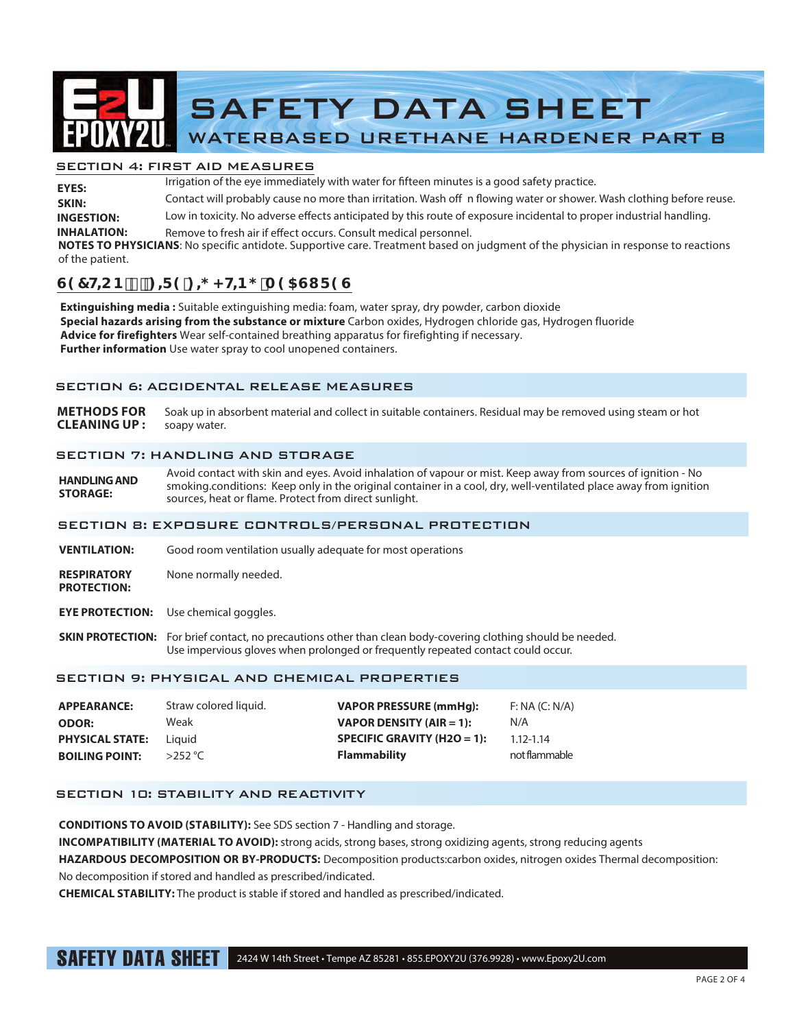# SAFETY DATA SHEET

## WATERBASED URETHANE HARDENER PART B

### SECTION 4: FIRST AID MEASURES

**EYES:** Irrigation of the eye immediately with water for fifteen minutes is a good safety practice.

**SKIN:** Contact will probably cause no more than irritation. Wash off n flowing water or shower. Wash clothing before reuse.

**INGESTION:** Low in toxicity. No adverse effects anticipated by this route of exposure incidental to proper industrial handling.

**INHALATION:** Remove to fresh air if effect occurs. Consult medical personnel.

**NOTES TO PHYSICIANS**: No specific antidote. Supportive care. Treatment based on judgment of the physician in response to reactions of the patient.

### 6(&7,21)),5(),*+7,1*0($685(6

**Extinguishing media :** Suitable extinguishing media: foam, water spray, dry powder, carbon dioxide

**Special hazards arising from the substance or mixture** Carbon oxides, Hydrogen chloride gas, Hydrogen fluoride

**Advice for firefighters** Wear self-contained breathing apparatus for firefighting if necessary.

**Further information** Use water spray to cool unopened containers.

### SECTION 6: ACCIDENTAL RELEASE MEASURES

**METHODS FOR CLEANING UP :** Soak up in absorbent material and collect in suitable containers. Residual may be removed using steam or hot soapy water.

### SECTION 7: HANDLING AND STORAGE

**HANDLING AND STORAGE:** Avoid contact with skin and eyes. Avoid inhalation of vapour or mist. Keep away from sources of ignition - No smoking.conditions: Keep only in the original container in a cool, dry, well-ventilated place away from ignition sources, heat or flame. Protect from direct sunlight.

### SECTION 8: EXPOSURE CONTROLS/PERSONAL PROTECTION

**VENTILATION:** Good room ventilation usually adequate for most operations

**RESPIRATORY PROTECTION:** None normally needed.

**EYE PROTECTION:** Use chemical goggles.

**SKIN PROTECTION:** For brief contact, no precautions other than clean body-covering clothing should be needed. Use impervious gloves when prolonged or frequently repeated contact could occur.

### SECTION 9: PHYSICAL AND CHEMICAL PROPERTIES

| | | | |
|---|---|---|---|
| **APPEARANCE:** | Straw colored liquid. | **VAPOR PRESSURE (mmHg):** | F: NA (C: N/A) |
| **ODOR:** | Weak | **VAPOR DENSITY (AIR = 1):** | N/A |
| **PHYSICAL STATE:** | Liquid | **SPECIFIC GRAVITY (H2O = 1):** | 1.12-1.14 |
| **BOILING POINT:** | >252 °C | **Flammability** | not flammable |

### SECTION 10: STABILITY AND REACTIVITY

**CONDITIONS TO AVOID (STABILITY):** See SDS section 7 - Handling and storage.

**INCOMPATIBILITY (MATERIAL TO AVOID):** strong acids, strong bases, strong oxidizing agents, strong reducing agents

**HAZARDOUS DECOMPOSITION OR BY-PRODUCTS:** Decomposition products:carbon oxides, nitrogen oxides Thermal decomposition: No decomposition if stored and handled as prescribed/indicated.

**CHEMICAL STABILITY:** The product is stable if stored and handled as prescribed/indicated.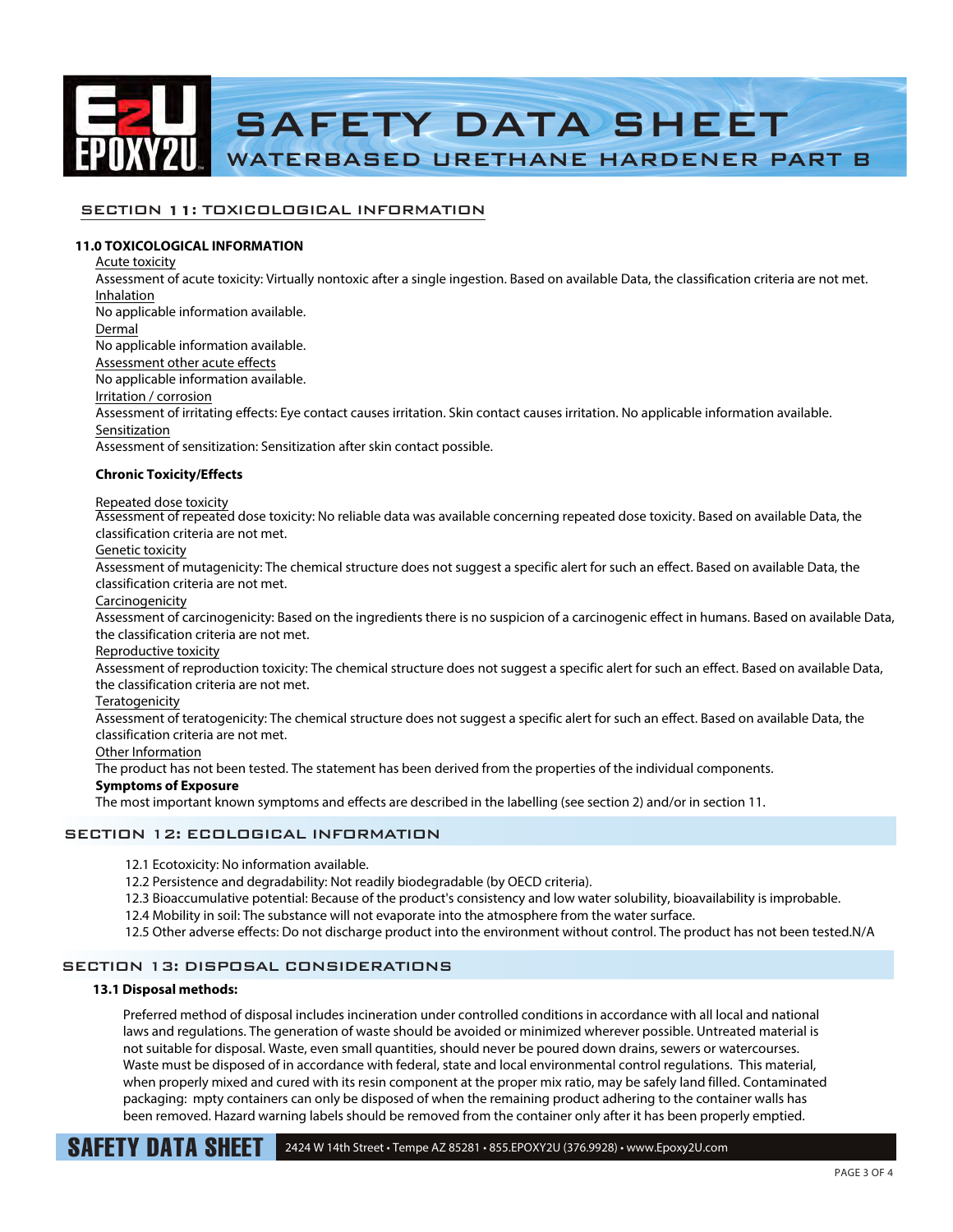## SECTION 11: TOXICOLOGICAL INFORMATION

### 11.0 TOXICOLOGICAL INFORMATION

Acute toxicity

Assessment of acute toxicity: Virtually nontoxic after a single ingestion. Based on available Data, the classification criteria are not met.

Inhalation

No applicable information available.

Dermal

No applicable information available.

Assessment other acute effects

No applicable information available.

Irritation / corrosion

Assessment of irritating effects: Eye contact causes irritation. Skin contact causes irritation. No applicable information available.

Sensitization

Assessment of sensitization: Sensitization after skin contact possible.

**Chronic Toxicity/Effects**

Repeated dose toxicity

Assessment of repeated dose toxicity: No reliable data was available concerning repeated dose toxicity. Based on available Data, the classification criteria are not met.

Genetic toxicity

Assessment of mutagenicity: The chemical structure does not suggest a specific alert for such an effect. Based on available Data, the classification criteria are not met.

Carcinogenicity

Assessment of carcinogenicity: Based on the ingredients there is no suspicion of a carcinogenic effect in humans. Based on available Data, the classification criteria are not met.

Reproductive toxicity

Assessment of reproduction toxicity: The chemical structure does not suggest a specific alert for such an effect. Based on available Data, the classification criteria are not met.

Teratogenicity

Assessment of teratogenicity: The chemical structure does not suggest a specific alert for such an effect. Based on available Data, the classification criteria are not met.

Other Information

The product has not been tested. The statement has been derived from the properties of the individual components.

**Symptoms of Exposure**

The most important known symptoms and effects are described in the labelling (see section 2) and/or in section 11.

## SECTION 12: ECOLOGICAL INFORMATION

12.1 Ecotoxicity: No information available.

12.2 Persistence and degradability: Not readily biodegradable (by OECD criteria).

12.3 Bioaccumulative potential: Because of the product's consistency and low water solubility, bioavailability is improbable.

12.4 Mobility in soil: The substance will not evaporate into the atmosphere from the water surface.

12.5 Other adverse effects: Do not discharge product into the environment without control. The product has not been tested.N/A

## SECTION 13: DISPOSAL CONSIDERATIONS

**13.1 Disposal methods:**

Preferred method of disposal includes incineration under controlled conditions in accordance with all local and national laws and regulations. The generation of waste should be avoided or minimized wherever possible. Untreated material is not suitable for disposal. Waste, even small quantities, should never be poured down drains, sewers or watercourses. Waste must be disposed of in accordance with federal, state and local environmental control regulations. This material, when properly mixed and cured with its resin component at the proper mix ratio, may be safely land filled. Contaminated packaging: mpty containers can only be disposed of when the remaining product adhering to the container walls has been removed. Hazard warning labels should be removed from the container only after it has been properly emptied.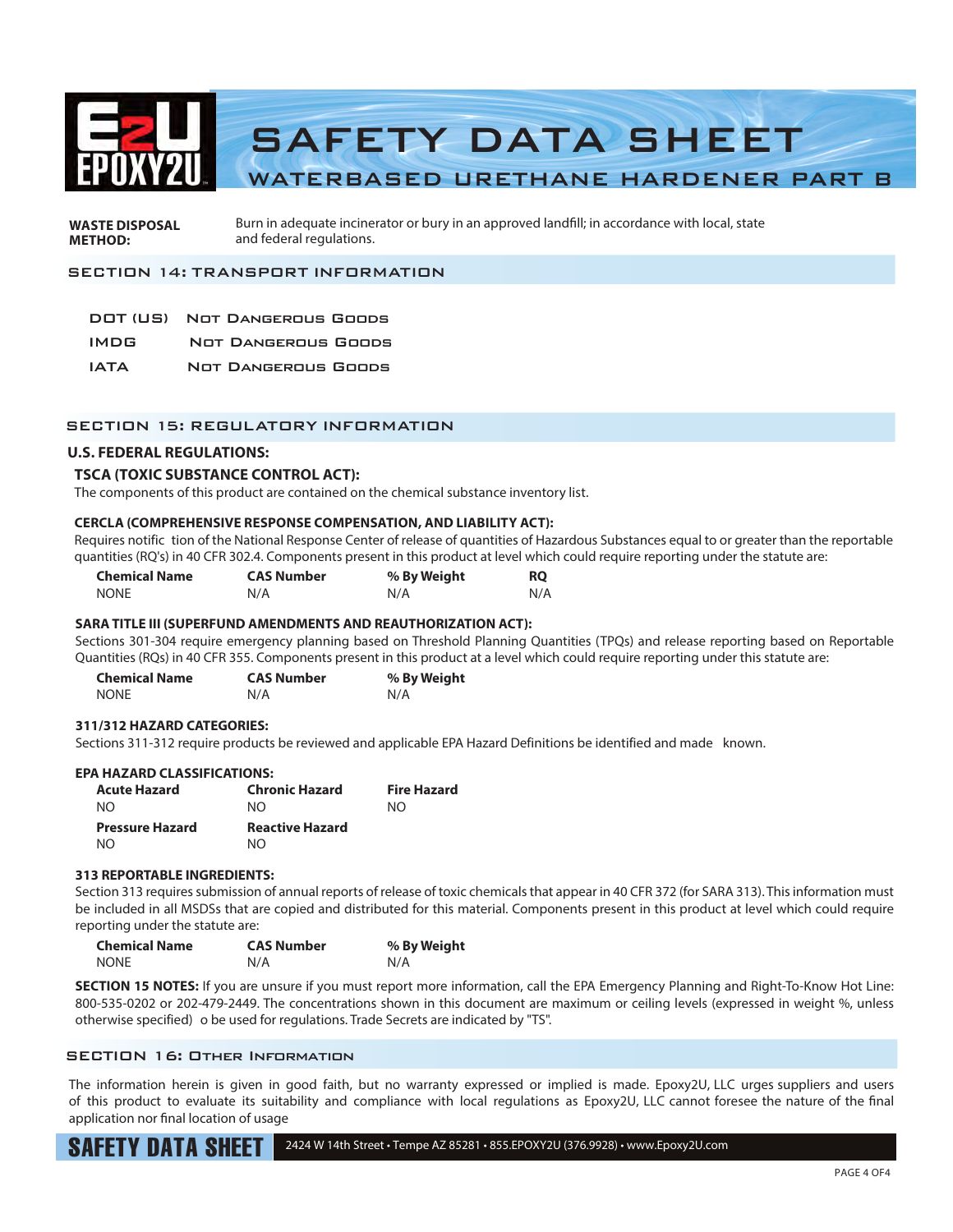# SAFETY DATA SHEET

## WATERBASED URETHANE HARDENER PART B

**WASTE DISPOSAL METHOD:** Burn in adequate incinerator or bury in an approved landfill; in accordance with local, state and federal regulations.

## SECTION 14: TRANSPORT INFORMATION

| | |
|---|---|
| DOT (US) | Not Dangerous Goods |
| IMDG | Not Dangerous Goods |
| IATA | Not Dangerous Goods |

## SECTION 15: REGULATORY INFORMATION

### U.S. FEDERAL REGULATIONS:

**TSCA (TOXIC SUBSTANCE CONTROL ACT):**

The components of this product are contained on the chemical substance inventory list.

**CERCLA (COMPREHENSIVE RESPONSE COMPENSATION, AND LIABILITY ACT):**

Requires notific tion of the National Response Center of release of quantities of Hazardous Substances equal to or greater than the reportable quantities (RQ's) in 40 CFR 302.4. Components present in this product at level which could require reporting under the statute are:

| Chemical Name | CAS Number | % By Weight | RQ |
|---|---|---|---|
| NONE | N/A | N/A | N/A |

**SARA TITLE III (SUPERFUND AMENDMENTS AND REAUTHORIZATION ACT):**

Sections 301-304 require emergency planning based on Threshold Planning Quantities (TPQs) and release reporting based on Reportable Quantities (RQs) in 40 CFR 355. Components present in this product at a level which could require reporting under this statute are:

| Chemical Name | CAS Number | % By Weight |
|---|---|---|
| NONE | N/A | N/A |

**311/312 HAZARD CATEGORIES:**

Sections 311-312 require products be reviewed and applicable EPA Hazard Definitions be identified and made known.

**EPA HAZARD CLASSIFICATIONS:**

| Acute Hazard | Chronic Hazard | Fire Hazard |
|---|---|---|
| NO | NO | NO |
| **Pressure Hazard** | **Reactive Hazard** | |
| NO | NO | |

**313 REPORTABLE INGREDIENTS:**

Section 313 requires submission of annual reports of release of toxic chemicals that appear in 40 CFR 372 (for SARA 313). This information must be included in all MSDSs that are copied and distributed for this material. Components present in this product at level which could require reporting under the statute are:

| Chemical Name | CAS Number | % By Weight |
|---|---|---|
| NONE | N/A | N/A |

**SECTION 15 NOTES:** If you are unsure if you must report more information, call the EPA Emergency Planning and Right-To-Know Hot Line: 800-535-0202 or 202-479-2449. The concentrations shown in this document are maximum or ceiling levels (expressed in weight %, unless otherwise specified) o be used for regulations. Trade Secrets are indicated by "TS".

## SECTION 16: Other Information

The information herein is given in good faith, but no warranty expressed or implied is made. Epoxy2U, LLC urges suppliers and users of this product to evaluate its suitability and compliance with local regulations as Epoxy2U, LLC cannot foresee the nature of the final application nor final location of usage

**SAFETY DATA SHEET** 2424 W 14th Street • Tempe AZ 85281 • 855.EPOXY2U (376.9928) • www.Epoxy2U.com